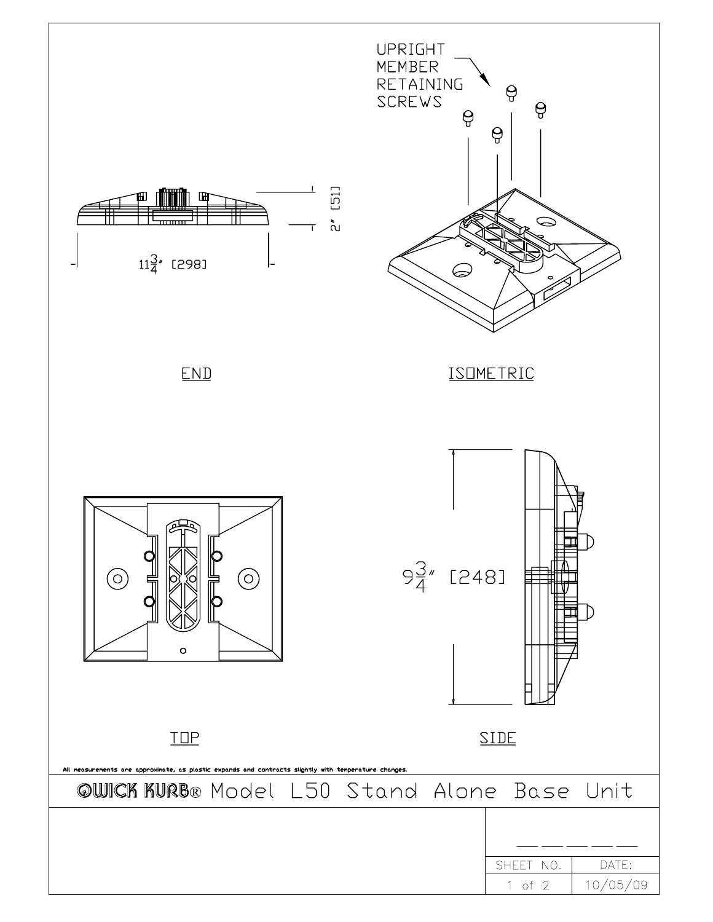UPRIGHT MEMBER RETAINING SCREWS

2" [51]

11 3/4" [298]

END

ISOMETRIC

9 3/4" [248]

TOP

SIDE

All measurements are approximate, as plastic expands and contracts slightly with temperature changes.

# QWICK KURB® Model L50 Stand Alone Base Unit

| SHEET NO. | DATE: |
| --- | --- |
| 1 of 2 | 10/05/09 |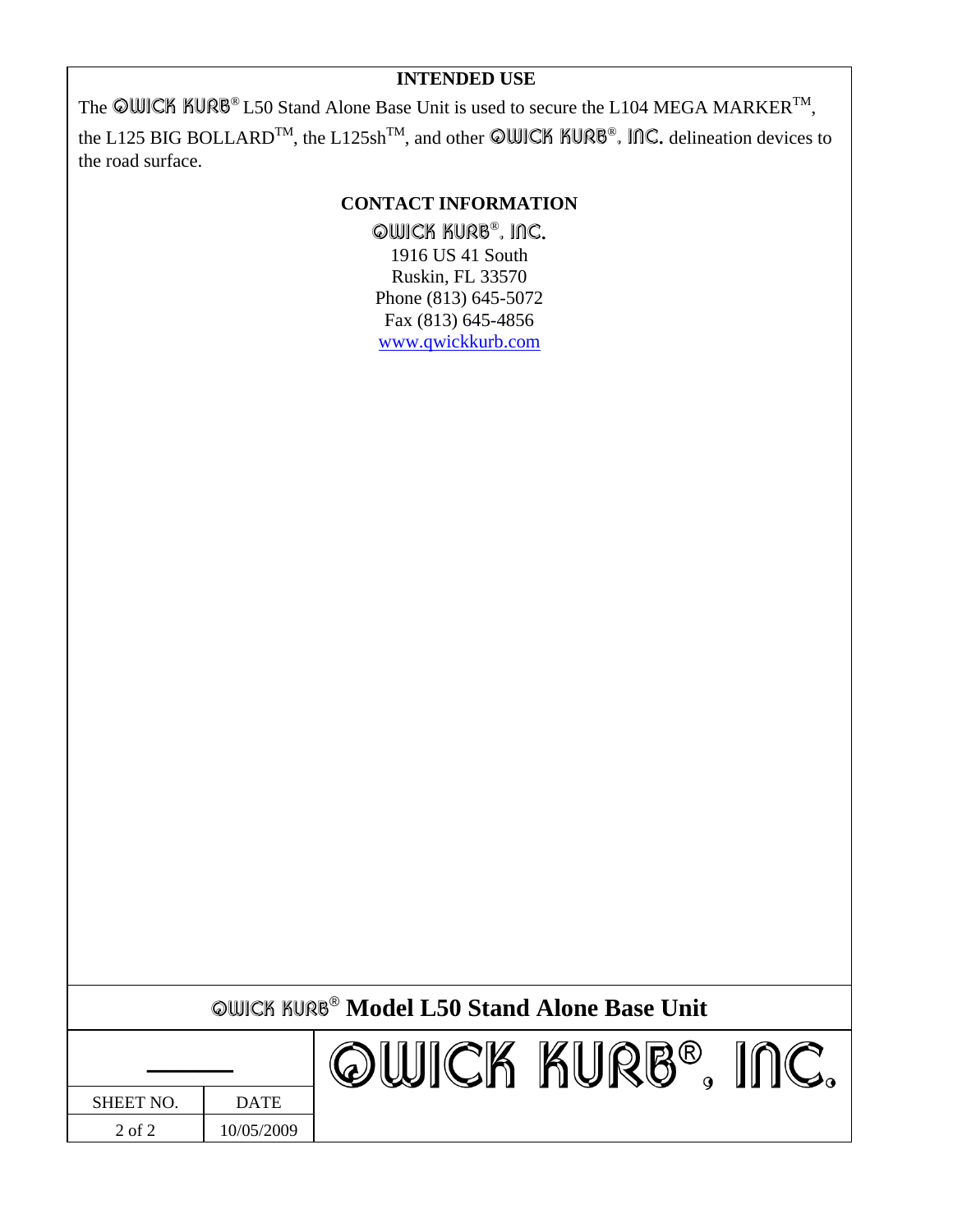## INTENDED USE

The QWICK KURB® L50 Stand Alone Base Unit is used to secure the L104 MEGA MARKER™, the L125 BIG BOLLARD™, the L125sh™, and other QWICK KURB®, INC. delineation devices to the road surface.

## CONTACT INFORMATION

QWICK KURB®, INC.
1916 US 41 South
Ruskin, FL 33570
Phone (813) 645-5072
Fax (813) 645-4856
www.qwickkurb.com

**QWICK KURB® Model L50 Stand Alone Base Unit**

QWICK KURB®, INC.

| SHEET NO. | DATE |
| --- | --- |
| 2 of 2 | 10/05/2009 |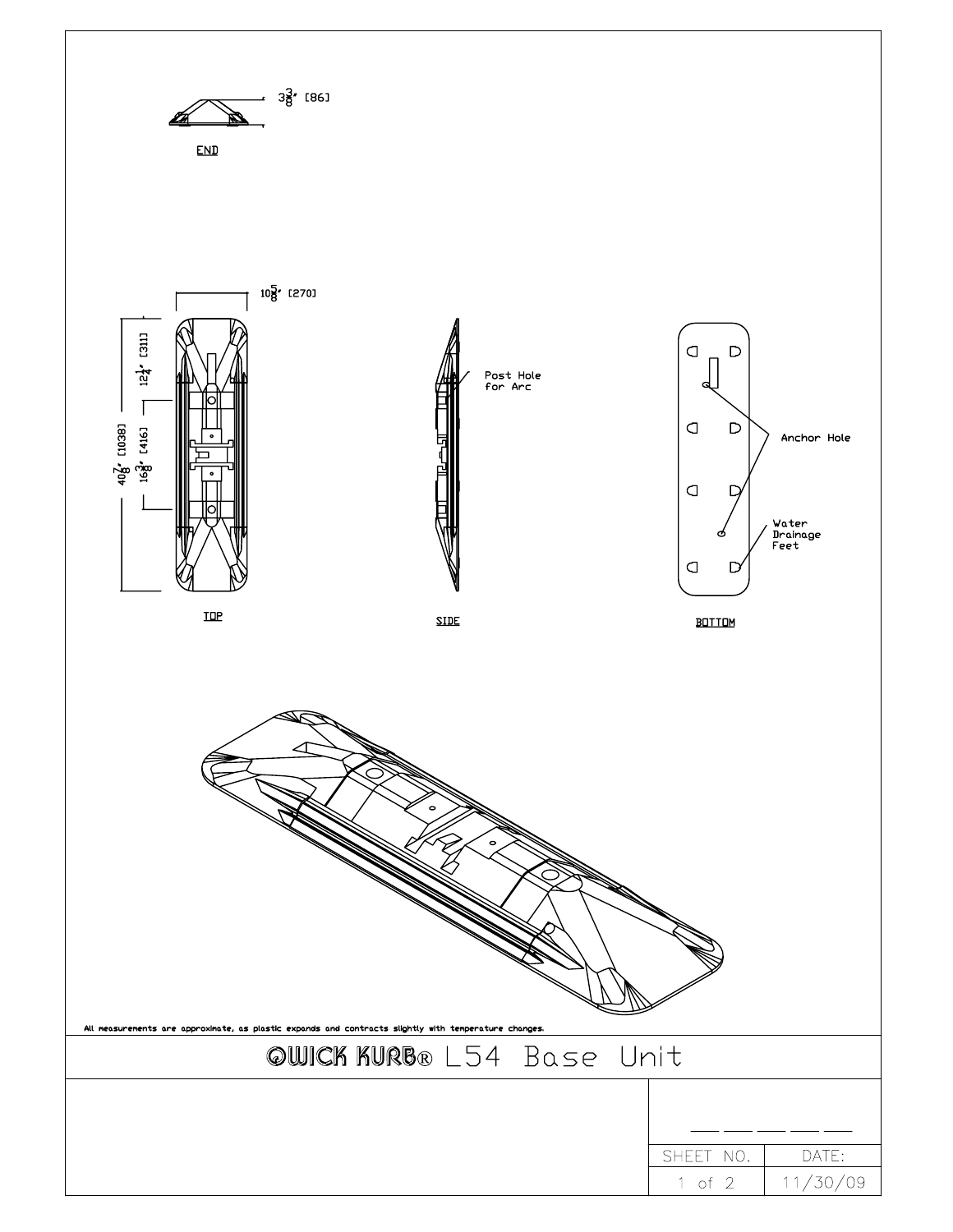END

$3\frac{3}{8}$" [86]

$10\frac{5}{8}$" [270]

$12\frac{1}{4}$" [311]

$40\frac{7}{8}$" [1038]

$16\frac{3}{8}$" [416]

TOP

Post Hole for Arc

SIDE

Anchor Hole

Water Drainage Feet

BOTTOM

All measurements are approximate, as plastic expands and contracts slightly with temperature changes.

# QWICK KURB® L54 Base Unit

| SHEET NO. | DATE: |
| --- | --- |
| 1 of 2 | 11/30/09 |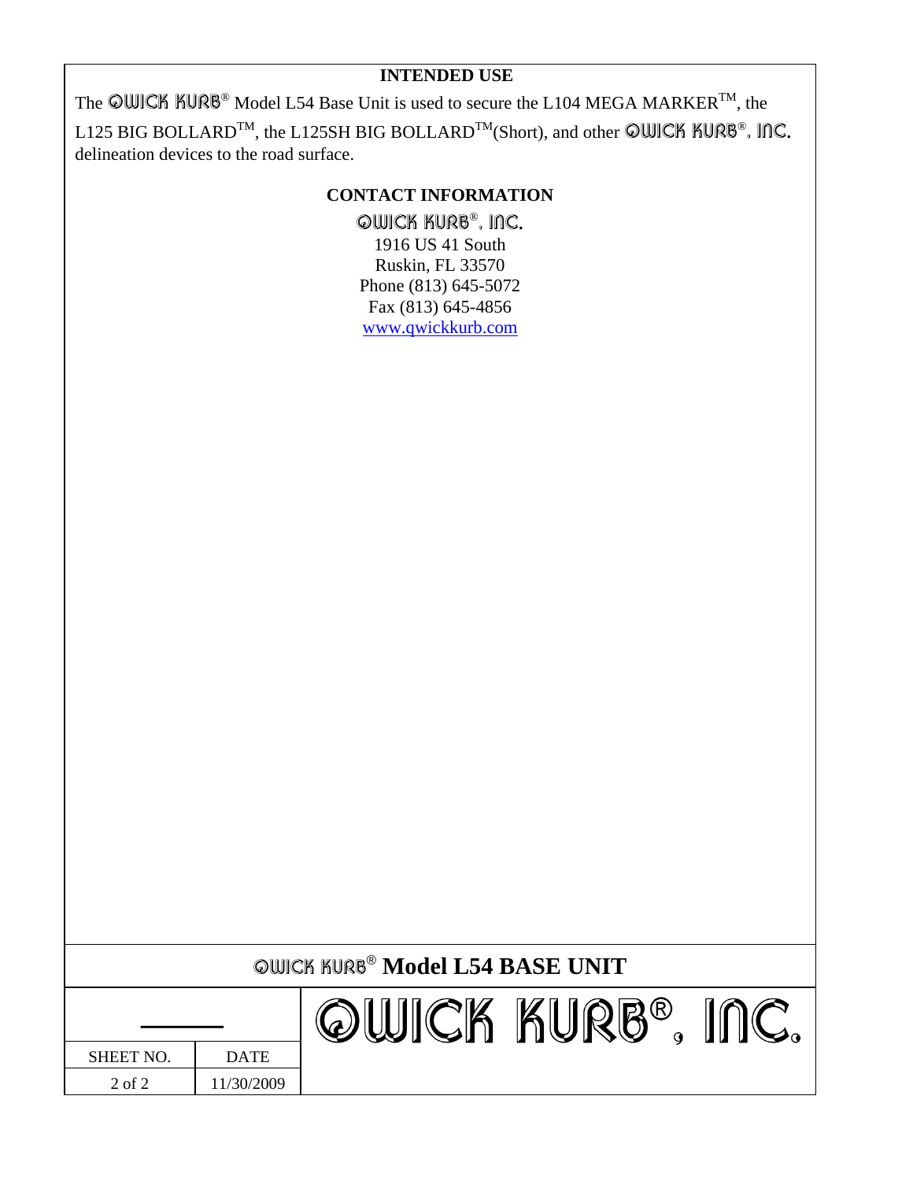## INTENDED USE

The QWICK KURB® Model L54 Base Unit is used to secure the L104 MEGA MARKER™, the L125 BIG BOLLARD™, the L125SH BIG BOLLARD™(Short), and other QWICK KURB®, INC. delineation devices to the road surface.

## CONTACT INFORMATION

QWICK KURB®, INC.
1916 US 41 South
Ruskin, FL 33570
Phone (813) 645-5072
Fax (813) 645-4856
www.qwickkurb.com

## QWICK KURB® Model L54 BASE UNIT

| SHEET NO. | DATE | QWICK KURB®, INC. |
|---|---|---|
| 2 of 2 | 11/30/2009 | |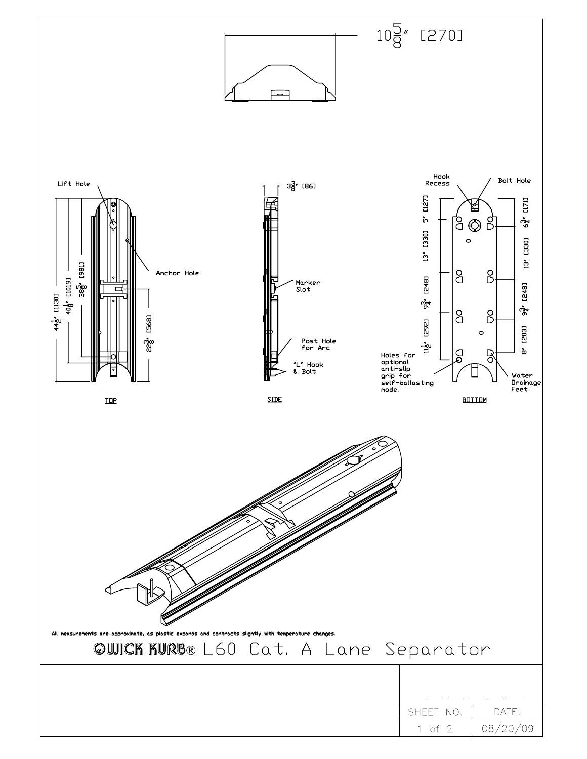$10\frac{5}{8}$" [270]

Lift Hole

Anchor Hole

$44\frac{1}{2}$" [1130]

$40\frac{1}{8}$" [1019]

$38\frac{5}{8}$" [981]

$22\frac{3}{8}$" [568]

TOP

$3\frac{3}{8}$" [86]

Marker Slot

Post Hole for Arc

'L' Hook & Bolt

SIDE

Hook Recess

Bolt Hole

5" [127]

13" [330]

$9\frac{3}{4}$" [248]

$11\frac{1}{2}$" [292]

$6\frac{3}{4}$" [171]

13" [330]

$9\frac{3}{4}$" [248]

8" [203]

Holes for optional anti-slip grip for self-ballasting mode.

Water Drainage Feet

BOTTOM

All measurements are approximate, as plastic expands and contracts slightly with temperature changes.

# QWICK KURB® L60 Cat. A Lane Separator

| SHEET NO. | DATE: |
| --- | --- |
| 1 of 2 | 08/20/09 |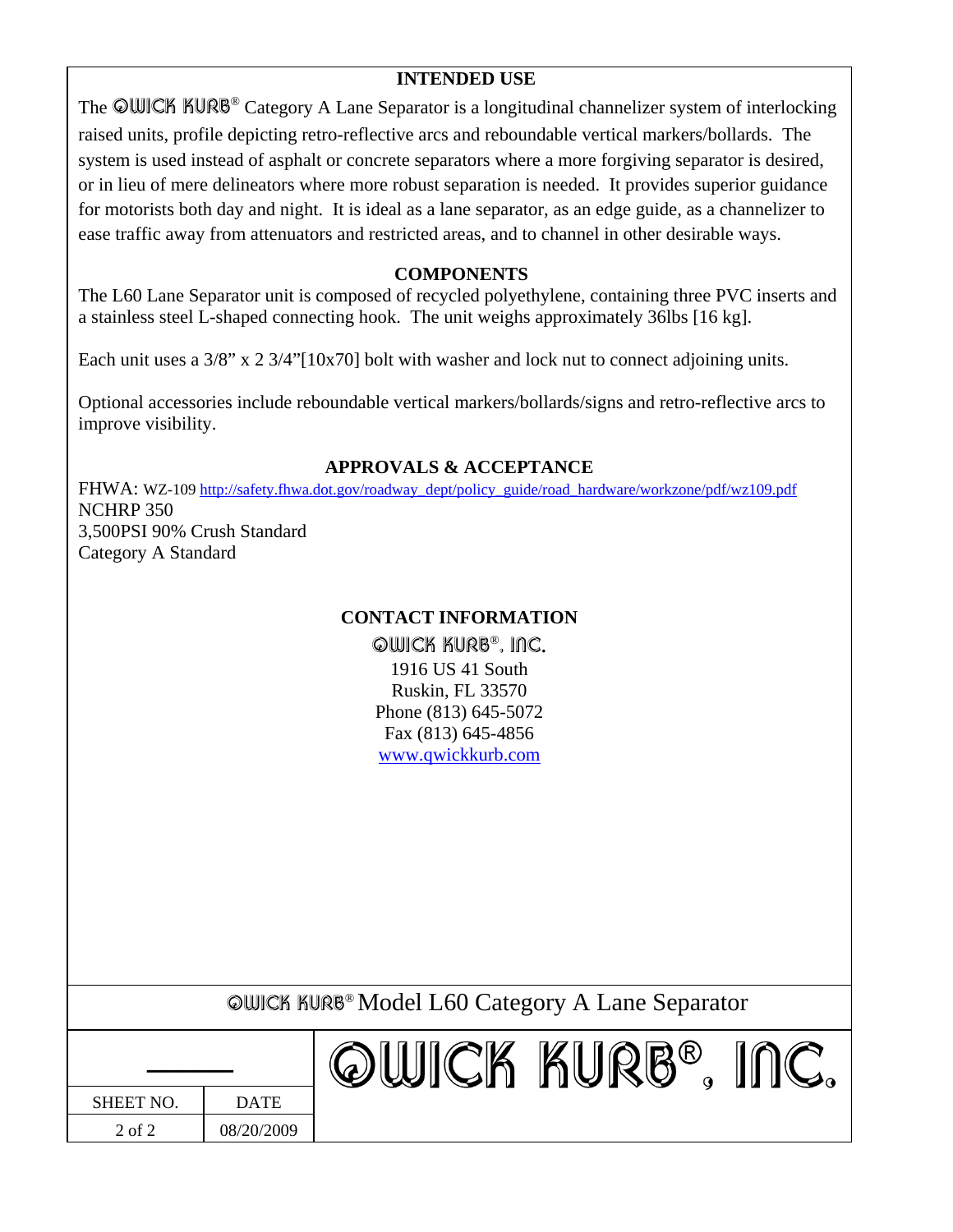## INTENDED USE

The QWICK KURB® Category A Lane Separator is a longitudinal channelizer system of interlocking raised units, profile depicting retro-reflective arcs and reboundable vertical markers/bollards. The system is used instead of asphalt or concrete separators where a more forgiving separator is desired, or in lieu of mere delineators where more robust separation is needed. It provides superior guidance for motorists both day and night. It is ideal as a lane separator, as an edge guide, as a channelizer to ease traffic away from attenuators and restricted areas, and to channel in other desirable ways.

## COMPONENTS

The L60 Lane Separator unit is composed of recycled polyethylene, containing three PVC inserts and a stainless steel L-shaped connecting hook. The unit weighs approximately 36lbs [16 kg].

Each unit uses a 3/8" x 2 3/4"[10x70] bolt with washer and lock nut to connect adjoining units.

Optional accessories include reboundable vertical markers/bollards/signs and retro-reflective arcs to improve visibility.

## APPROVALS & ACCEPTANCE

FHWA: WZ-109 http://safety.fhwa.dot.gov/roadway_dept/policy_guide/road_hardware/workzone/pdf/wz109.pdf
NCHRP 350
3,500PSI 90% Crush Standard
Category A Standard

## CONTACT INFORMATION

QWICK KURB®, INC.
1916 US 41 South
Ruskin, FL 33570
Phone (813) 645-5072
Fax (813) 645-4856
www.qwickkurb.com

QWICK KURB® Model L60 Category A Lane Separator

| SHEET NO. | DATE | QWICK KURB®, INC. |
| --- | --- | --- |
| 2 of 2 | 08/20/2009 | |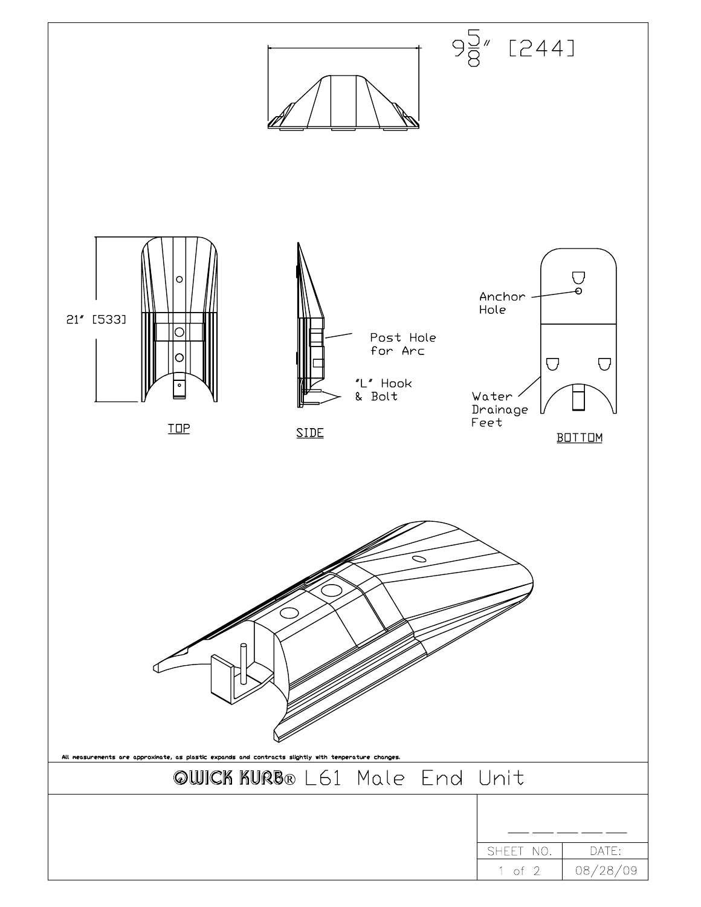9 5/8" [244]

21" [533]

Post Hole for Arc

"L" Hook & Bolt

Anchor Hole

Water Drainage Feet

TOP

SIDE

BOTTOM

All measurements are approximate, as plastic expands and contracts slightly with temperature changes.

# QWICK KURB® L61 Male End Unit

| SHEET NO. | DATE: |
| --- | --- |
| 1 of 2 | 08/28/09 |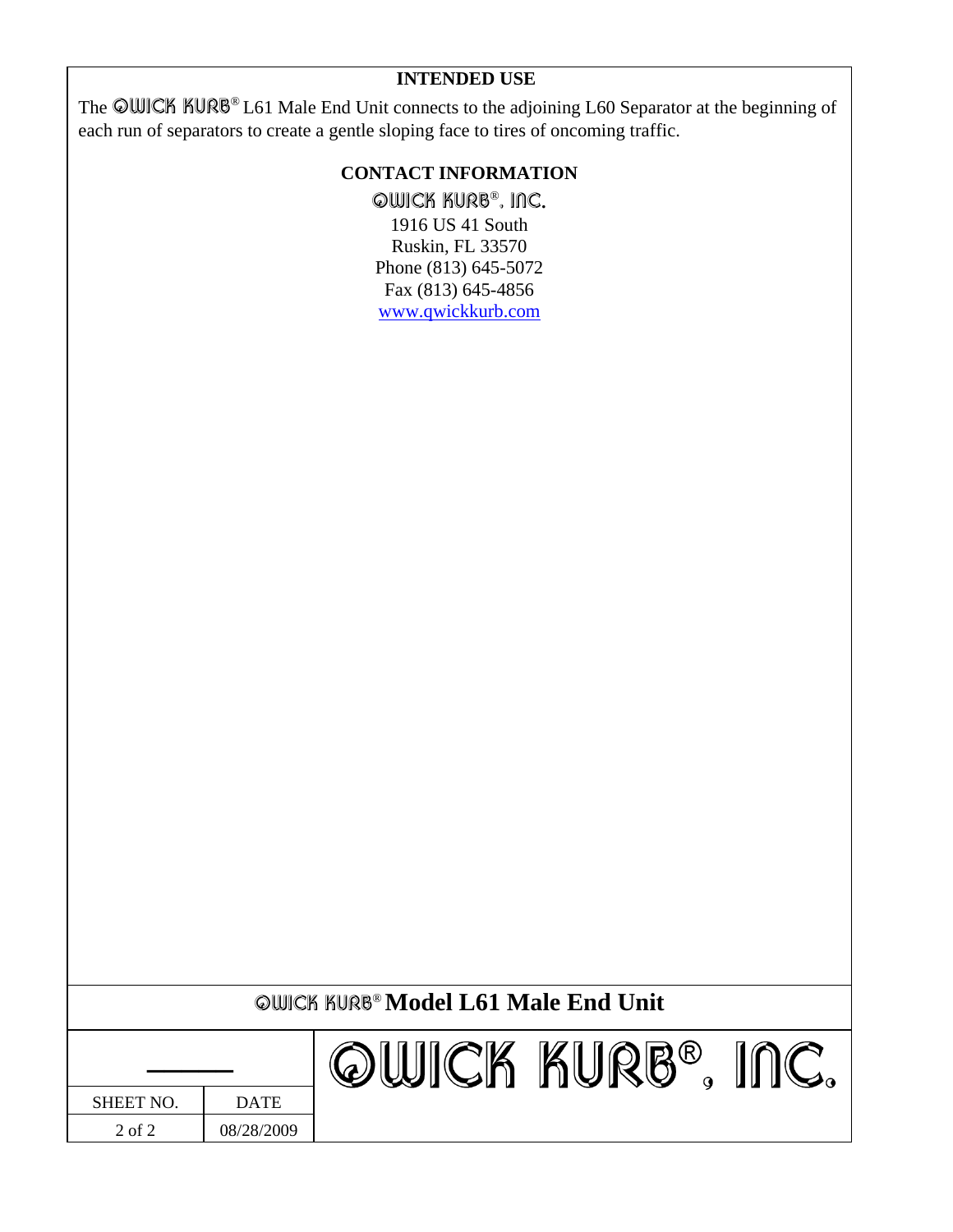## INTENDED USE

The QWICK KURB® L61 Male End Unit connects to the adjoining L60 Separator at the beginning of each run of separators to create a gentle sloping face to tires of oncoming traffic.

## CONTACT INFORMATION

QWICK KURB®, INC.
1916 US 41 South
Ruskin, FL 33570
Phone (813) 645-5072
Fax (813) 645-4856
www.qwickkurb.com

## QWICK KURB® Model L61 Male End Unit

| SHEET NO. | DATE | QWICK KURB®, INC. |
|---|---|---|
| 2 of 2 | 08/28/2009 | |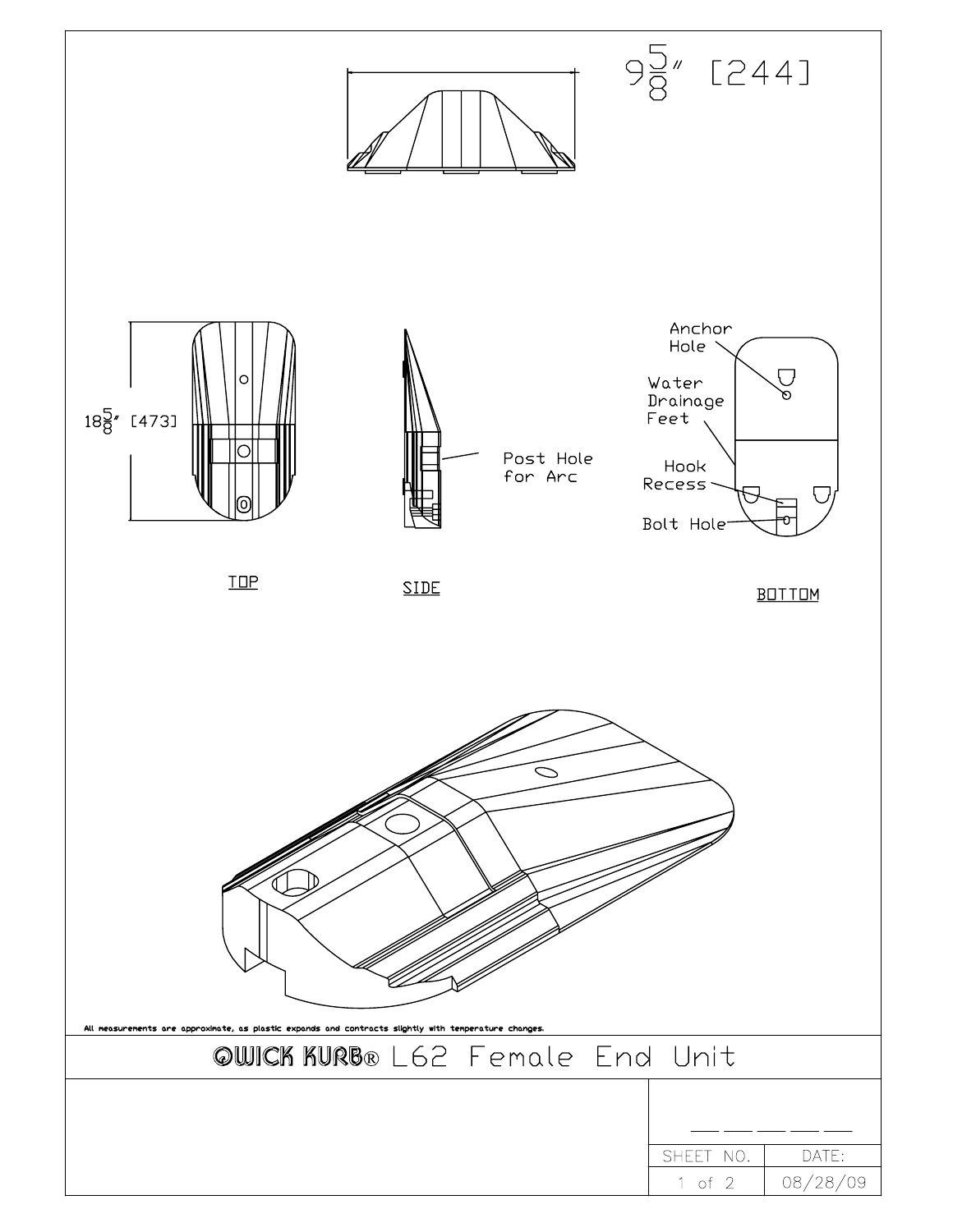$9\frac{5}{8}$" [244]

$18\frac{5}{8}$" [473]

TOP

SIDE

Post Hole for Arc

BOTTOM

Anchor Hole

Water Drainage Feet

Hook Recess

Bolt Hole

All measurements are approximate, as plastic expands and contracts slightly with temperature changes.

# QWICK KURB® L62 Female End Unit

| SHEET NO. | DATE: |
| --- | --- |
| 1 of 2 | 08/28/09 |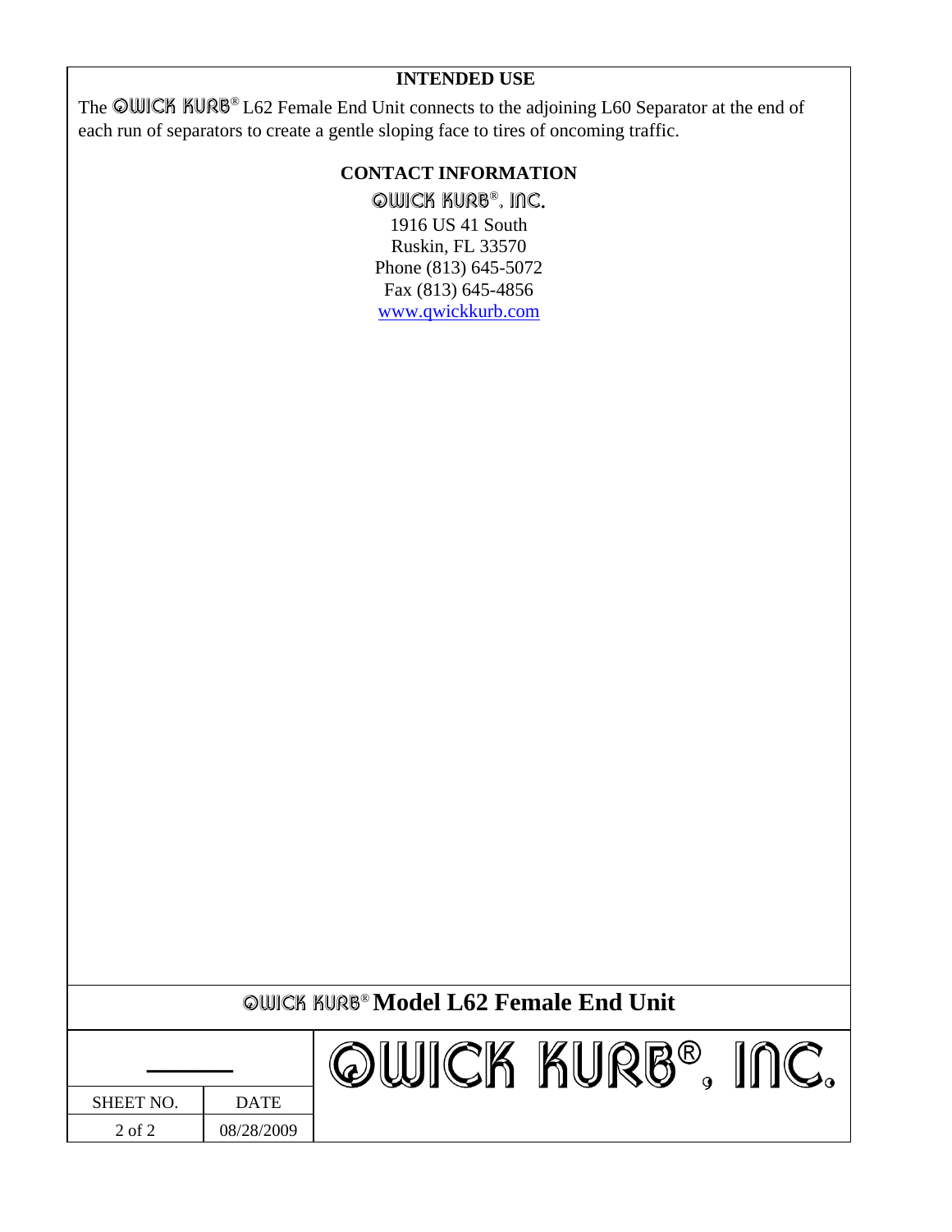**INTENDED USE**

The QWICK KURB® L62 Female End Unit connects to the adjoining L60 Separator at the end of each run of separators to create a gentle sloping face to tires of oncoming traffic.

**CONTACT INFORMATION**

QWICK KURB®, INC.
1916 US 41 South
Ruskin, FL 33570
Phone (813) 645-5072
Fax (813) 645-4856
www.qwickkurb.com

## QWICK KURB® Model L62 Female End Unit

| SHEET NO. | DATE | QWICK KURB®, INC. |
| --- | --- | --- |
| 2 of 2 | 08/28/2009 | |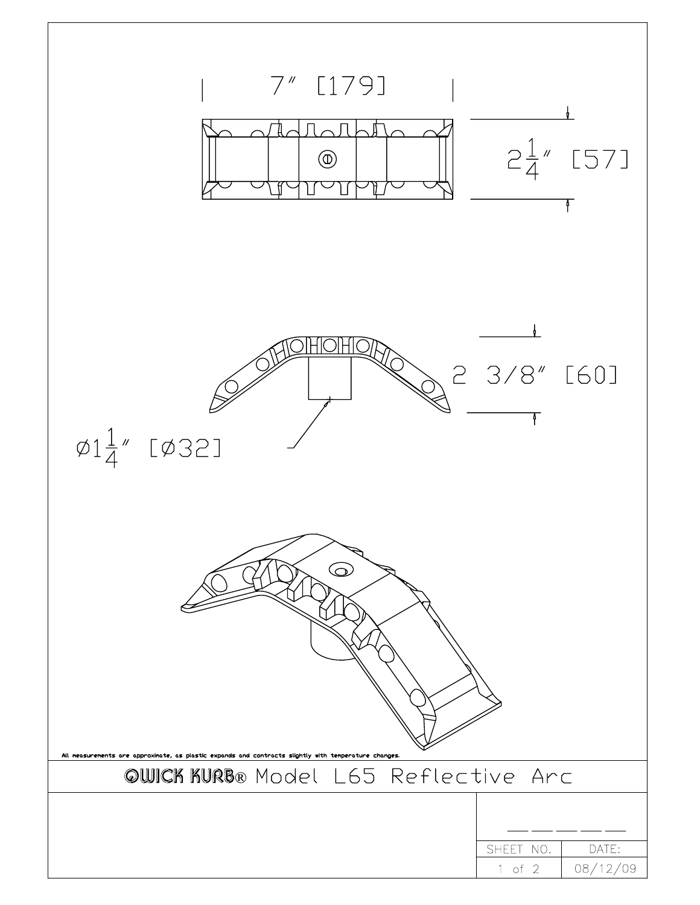7″ [179]

$2\frac{1}{4}$″ [57]

2 3/8″ [60]

ø$1\frac{1}{4}$″ [ø32]

All measurements are approximate, as plastic expands and contracts slightly with temperature changes.

# QWICK KURB® Model L65 Reflective Arc

| SHEET NO. | DATE: |
| --- | --- |
| 1 of 2 | 08/12/09 |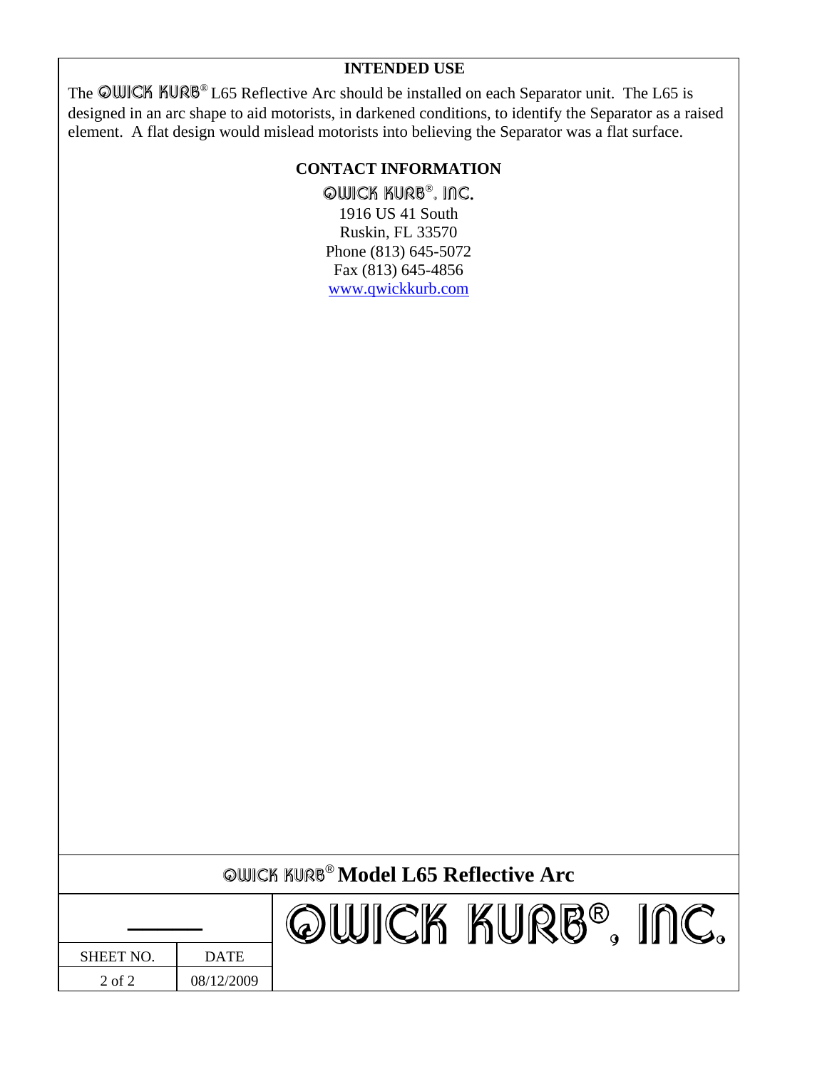## INTENDED USE

The QWICK KURB® L65 Reflective Arc should be installed on each Separator unit. The L65 is designed in an arc shape to aid motorists, in darkened conditions, to identify the Separator as a raised element. A flat design would mislead motorists into believing the Separator was a flat surface.

## CONTACT INFORMATION

QWICK KURB®, INC.
1916 US 41 South
Ruskin, FL 33570
Phone (813) 645-5072
Fax (813) 645-4856
www.qwickkurb.com

**QWICK KURB® Model L65 Reflective Arc**

| SHEET NO. | DATE | QWICK KURB®, INC. |
| --- | --- | --- |
| 2 of 2 | 08/12/2009 | |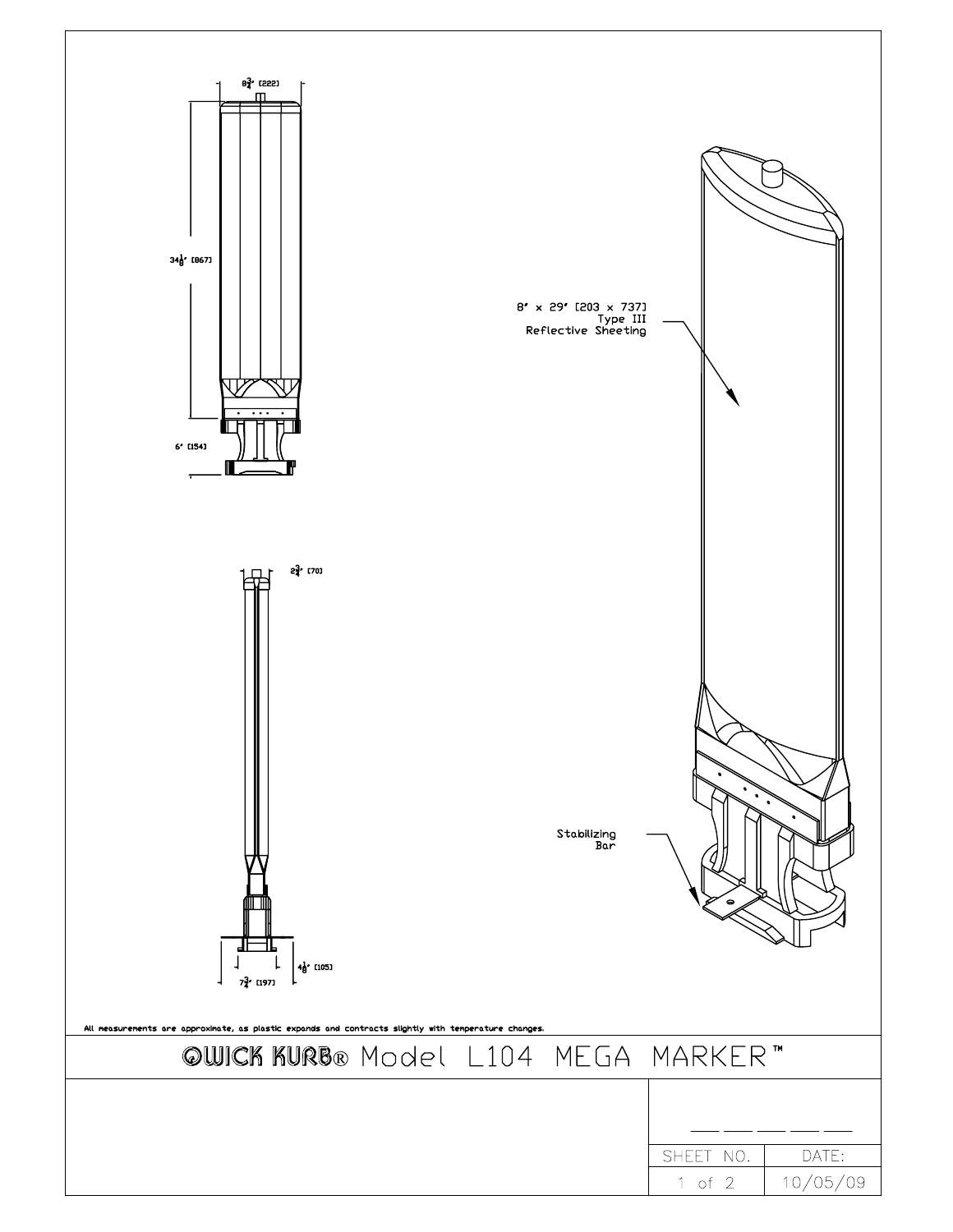8¾" [222]

34⅛" [867]

6" [154]

8" x 29" [203 x 737]
Type III
Reflective Sheeting

2¾" [70]

4⅛" [105]

7¾" [197]

Stabilizing
Bar

All measurements are approximate, as plastic expands and contracts slightly with temperature changes.

# QWICK KURB® Model L104 MEGA MARKER™

| SHEET NO. | DATE: |
| --- | --- |
| 1 of 2 | 10/05/09 |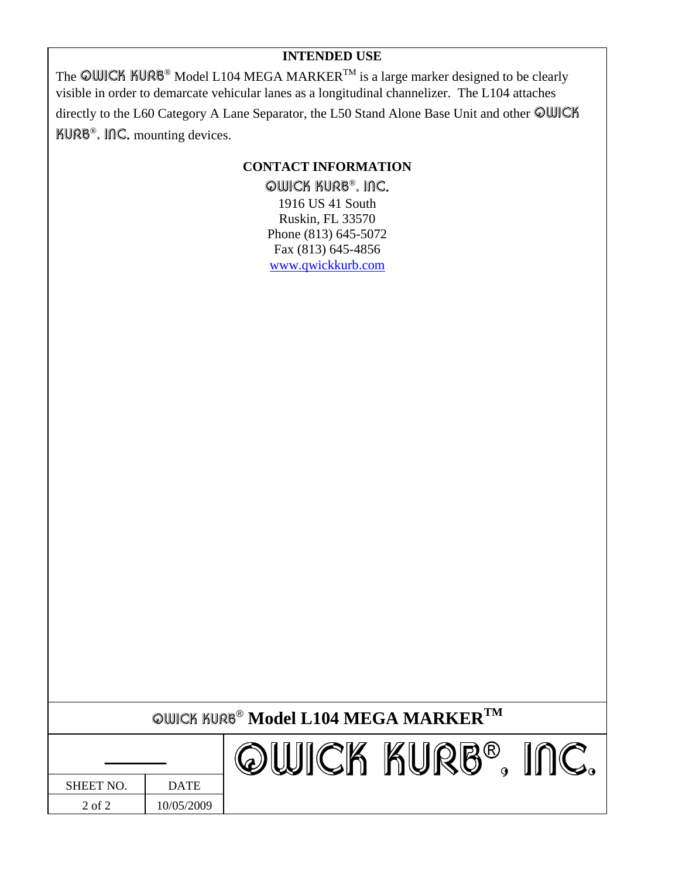## INTENDED USE

The QWICK KURB® Model L104 MEGA MARKER™ is a large marker designed to be clearly visible in order to demarcate vehicular lanes as a longitudinal channelizer. The L104 attaches directly to the L60 Category A Lane Separator, the L50 Stand Alone Base Unit and other QWICK KURB®, INC. mounting devices.

## CONTACT INFORMATION

QWICK KURB®, INC.
1916 US 41 South
Ruskin, FL 33570
Phone (813) 645-5072
Fax (813) 645-4856
www.qwickkurb.com

**QWICK KURB® Model L104 MEGA MARKER™**

| SHEET NO. | DATE | QWICK KURB®, INC. |
|---|---|---|
| 2 of 2 | 10/05/2009 | |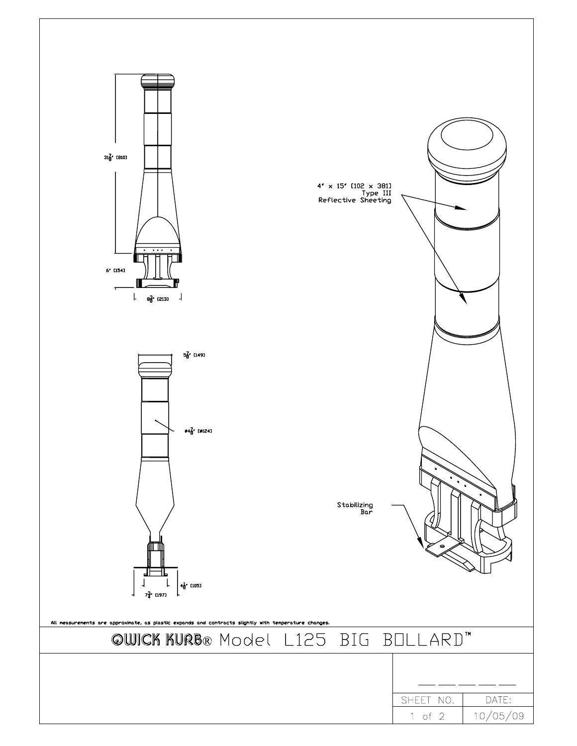31⅞" [810]

6" [154]

8⅜" [213]

5⅞" [149]

ø4⅞" [ø124]

4⅛" [105]

7¾" [197]

4" x 15" [102 x 381]
Type III
Reflective Sheeting

Stabilizing
Bar

All measurements are approximate, as plastic expands and contracts slightly with temperature changes.

# QWICK KURB® Model L125 BIG BOLLARD™

| SHEET NO. | DATE: |
| --- | --- |
| 1 of 2 | 10/05/09 |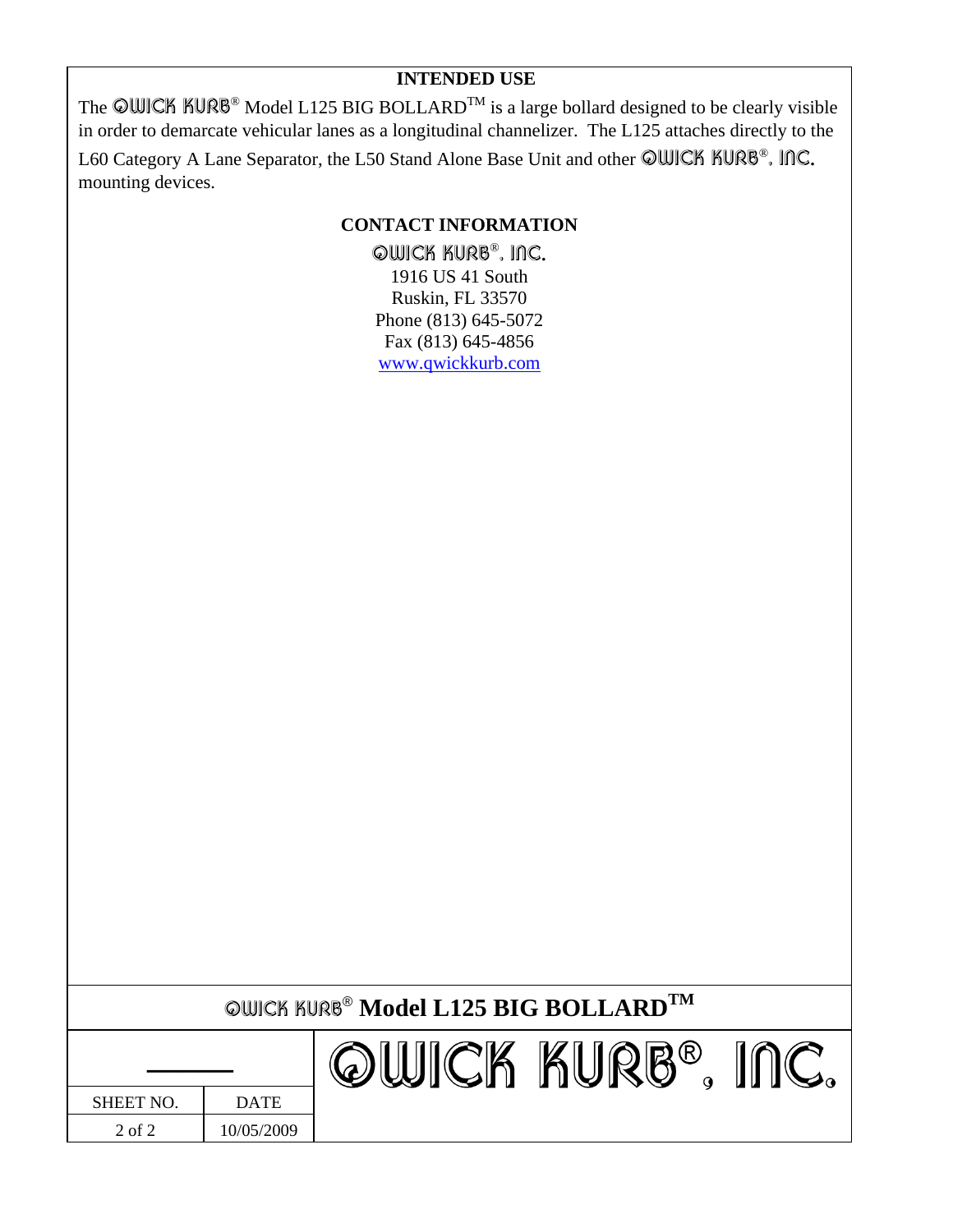## INTENDED USE

The QWICK KURB® Model L125 BIG BOLLARD™ is a large bollard designed to be clearly visible in order to demarcate vehicular lanes as a longitudinal channelizer. The L125 attaches directly to the L60 Category A Lane Separator, the L50 Stand Alone Base Unit and other QWICK KURB®, INC. mounting devices.

## CONTACT INFORMATION

QWICK KURB®, INC.
1916 US 41 South
Ruskin, FL 33570
Phone (813) 645-5072
Fax (813) 645-4856
www.qwickkurb.com

**QWICK KURB® Model L125 BIG BOLLARD™**

| SHEET NO. | DATE | QWICK KURB®, INC. |
|---|---|---|
| 2 of 2 | 10/05/2009 | |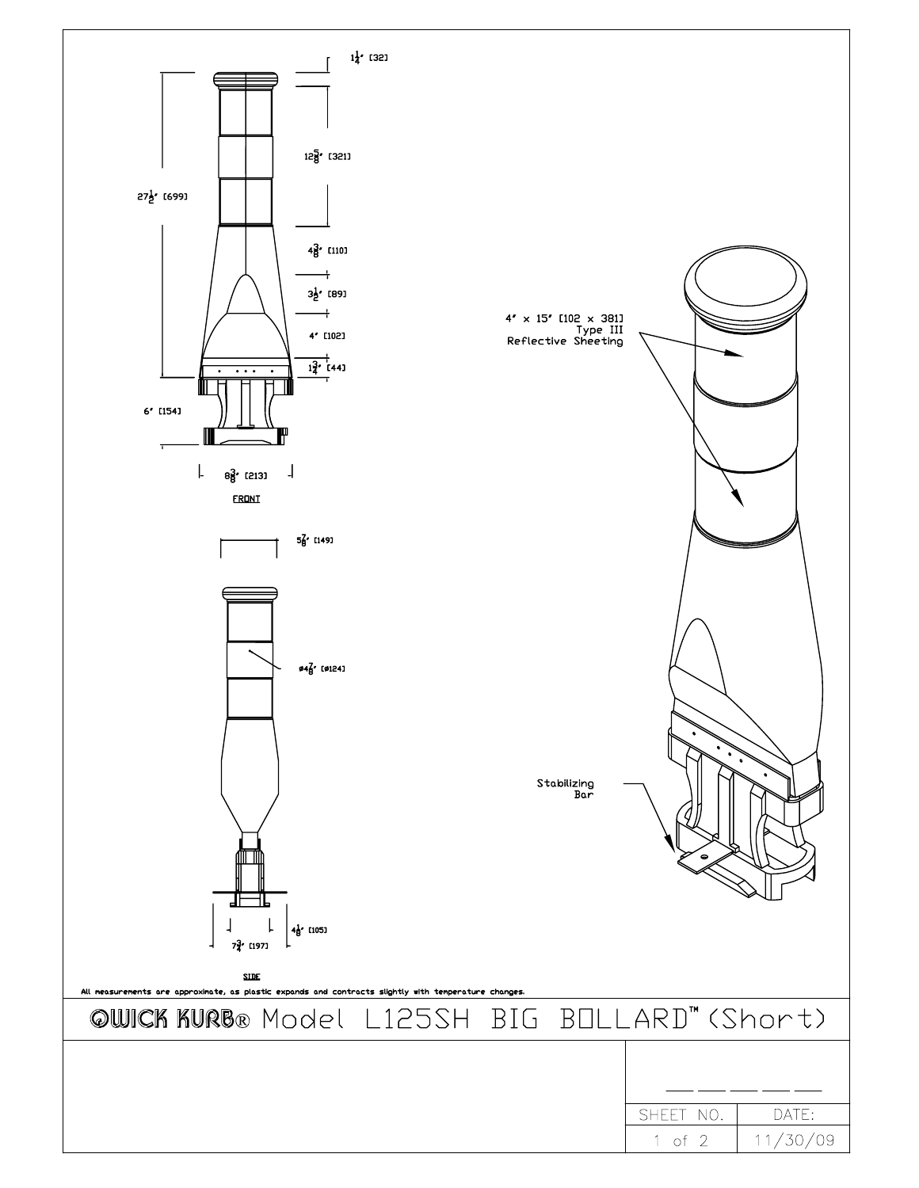1¼" [32]

12⅝" [321]

27½" [699]

4⅜" [110]

3½" [89]

4" [102]

1¾" [44]

6" [154]

8⅜" [213]

FRONT

5⅞" [149]

ø4⅞" [ø124]

7¾" [197]

4⅛" [105]

SIDE

4" x 15" [102 x 381]
Type III
Reflective Sheeting

Stabilizing
Bar

All measurements are approximate, as plastic expands and contracts slightly with temperature changes.

# QWICK KURB® Model L125SH BIG BOLLARD™ (Short)

| SHEET NO. | DATE: |
|---|---|
| 1 of 2 | 11/30/09 |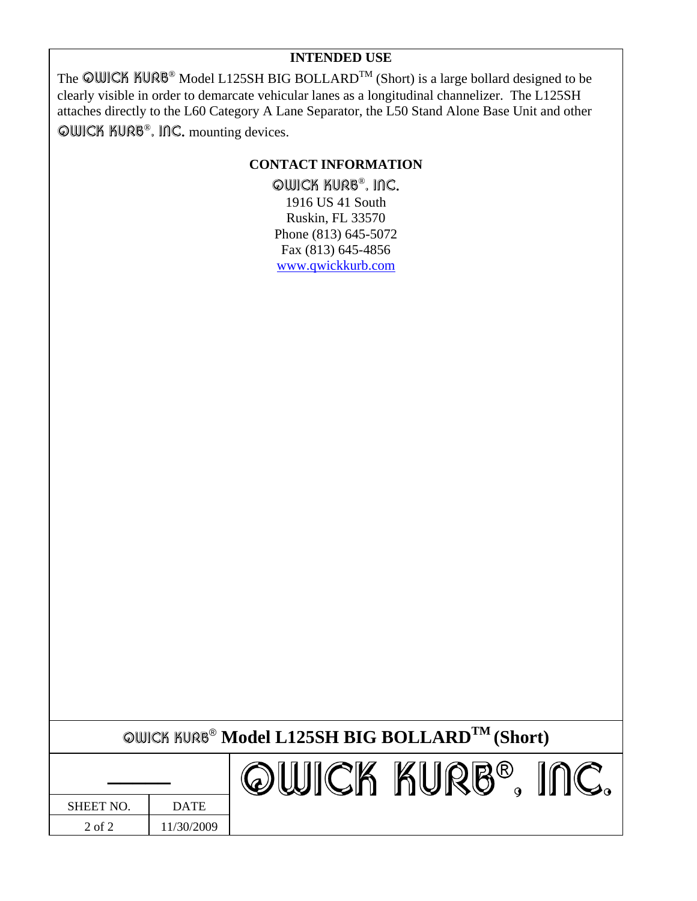## INTENDED USE

The QWICK KURB® Model L125SH BIG BOLLARD™ (Short) is a large bollard designed to be clearly visible in order to demarcate vehicular lanes as a longitudinal channelizer. The L125SH attaches directly to the L60 Category A Lane Separator, the L50 Stand Alone Base Unit and other QWICK KURB®, INC. mounting devices.

## CONTACT INFORMATION

QWICK KURB®, INC.
1916 US 41 South
Ruskin, FL 33570
Phone (813) 645-5072
Fax (813) 645-4856
www.qwickkurb.com

**QWICK KURB® Model L125SH BIG BOLLARD™ (Short)**

| SHEET NO. | DATE | QWICK KURB®, INC. |
|---|---|---|
| 2 of 2 | 11/30/2009 | |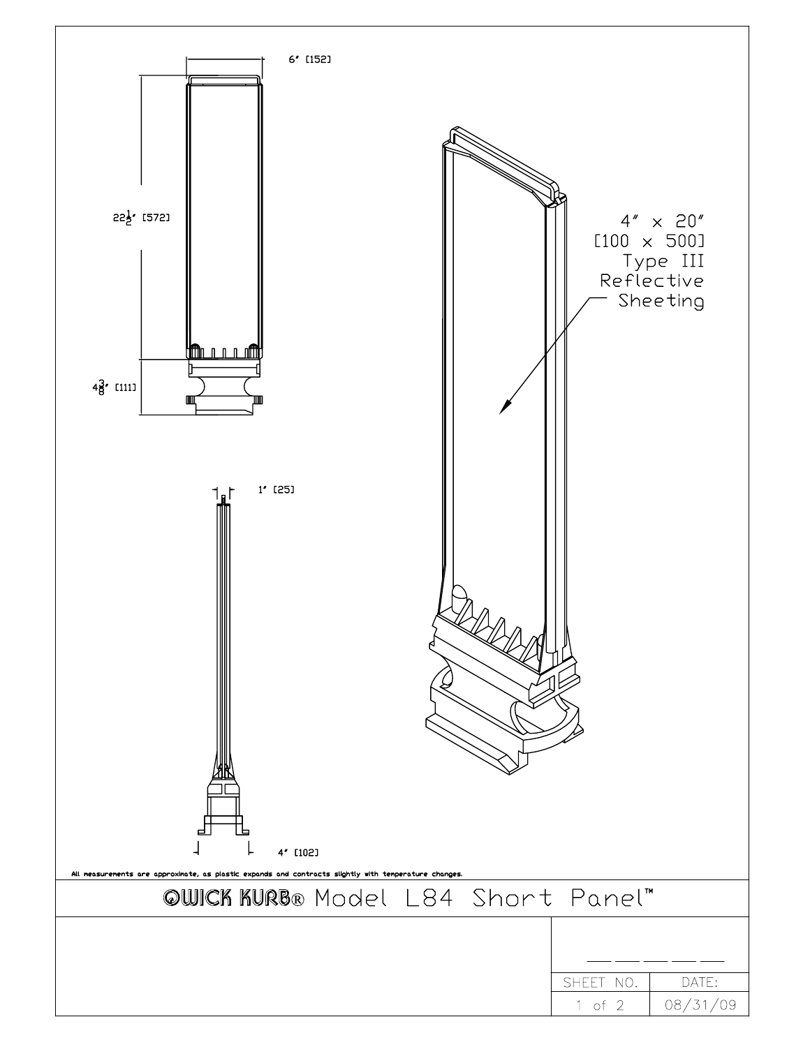6" [152]

22½" [572]

4⅜" [111]

4" x 20"
[100 x 500]
Type III
Reflective
Sheeting

1" [25]

4" [102]

All measurements are approximate, as plastic expands and contracts slightly with temperature changes.

# QWICK KURB® Model L84 Short Panel™

| SHEET NO. | DATE: |
| --- | --- |
| 1 of 2 | 08/31/09 |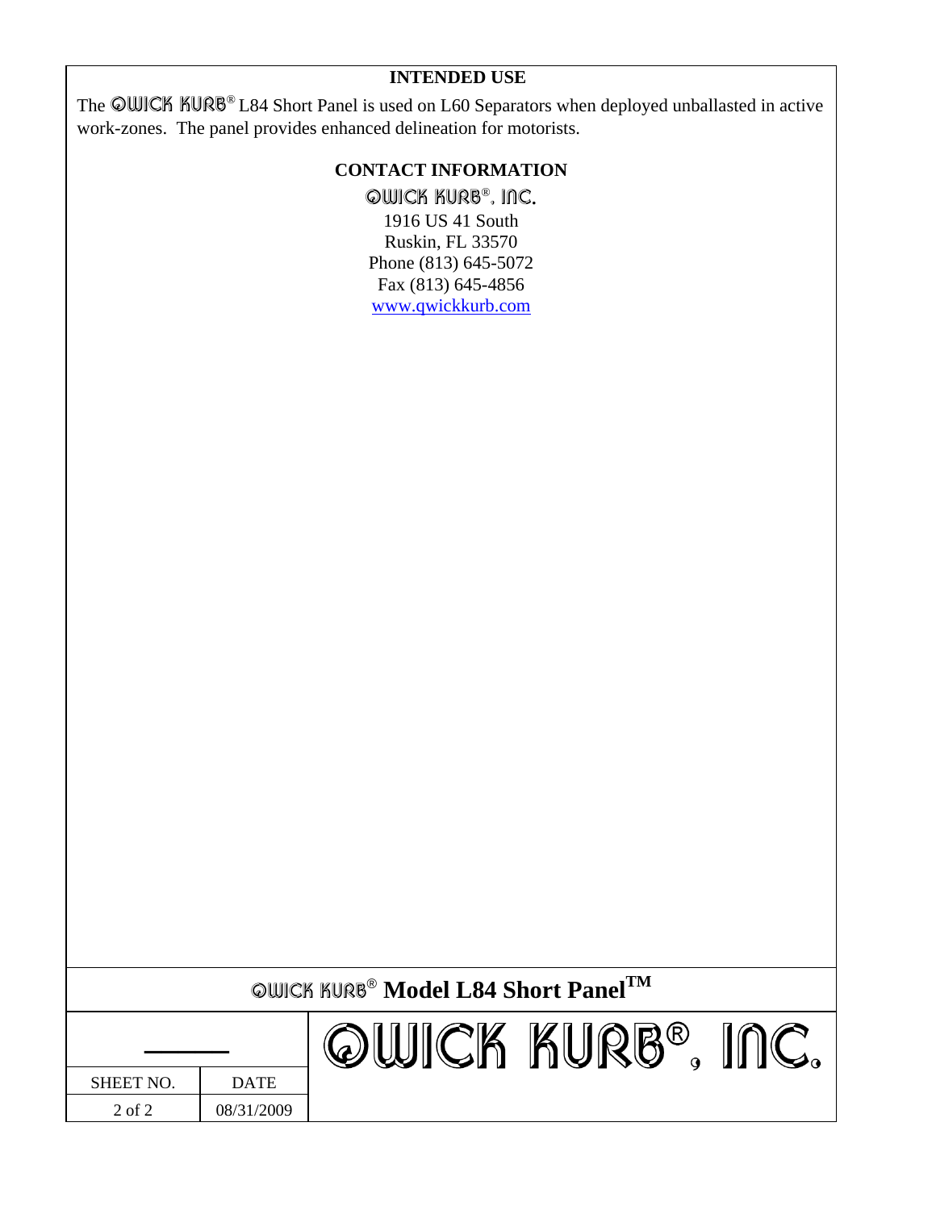## INTENDED USE

The QWICK KURB® L84 Short Panel is used on L60 Separators when deployed unballasted in active work-zones. The panel provides enhanced delineation for motorists.

## CONTACT INFORMATION

QWICK KURB®, INC.
1916 US 41 South
Ruskin, FL 33570
Phone (813) 645-5072
Fax (813) 645-4856
www.qwickkurb.com

**QWICK KURB® Model L84 Short Panel™**

| | | |
|---|---|---|
| SHEET NO. | DATE | QWICK KURB®, INC. |
| 2 of 2 | 08/31/2009 | |